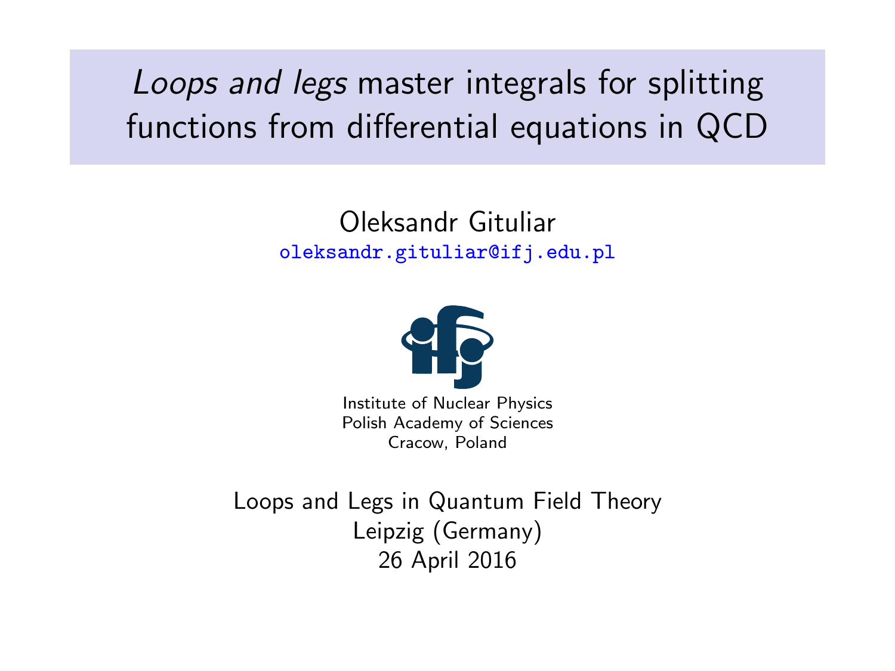# *Loops and legs* master integrals for splitting functions from differential equations in QCD

Oleksandr Gituliar

oleksandr.gituliar@ifj.edu.pl

Institute of Nuclear Physics
Polish Academy of Sciences
Cracow, Poland

Loops and Legs in Quantum Field Theory
Leipzig (Germany)
26 April 2016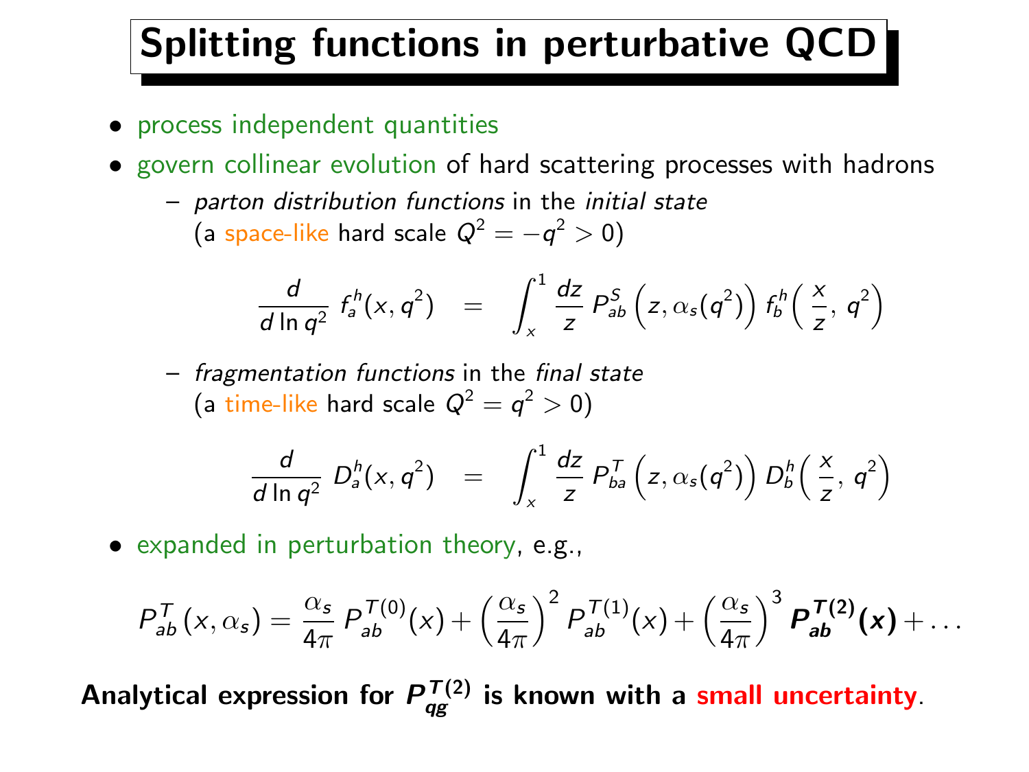# Splitting functions in perturbative QCD

- process independent quantities
- govern collinear evolution of hard scattering processes with hadrons
  - *parton distribution functions* in the *initial state* (a space-like hard scale $Q^2 = -q^2 > 0$)

$$\frac{d}{d \ln q^2} \, f_a^h(x, q^2) \quad = \quad \int_x^1 \frac{dz}{z} \, P_{ab}^S \left( z, \alpha_s(q^2) \right) f_b^h \Big( \frac{x}{z}, \, q^2 \Big)$$

  - *fragmentation functions* in the *final state* (a time-like hard scale $Q^2 = q^2 > 0$)

$$\frac{d}{d \ln q^2} \, D_a^h(x, q^2) \quad = \quad \int_x^1 \frac{dz}{z} \, P_{ba}^T \left( z, \alpha_s(q^2) \right) D_b^h \Big( \frac{x}{z}, \, q^2 \Big)$$

- expanded in perturbation theory, e.g.,

$$P_{ab}^T(x, \alpha_s) = \frac{\alpha_s}{4\pi} \, P_{ab}^{T(0)}(x) + \left( \frac{\alpha_s}{4\pi} \right)^2 P_{ab}^{T(1)}(x) + \left( \frac{\alpha_s}{4\pi} \right)^3 \boldsymbol{P_{ab}^{T(2)}(x)} + \ldots$$

**Analytical expression for $P_{qg}^{T(2)}$ is known with a small uncertainty.**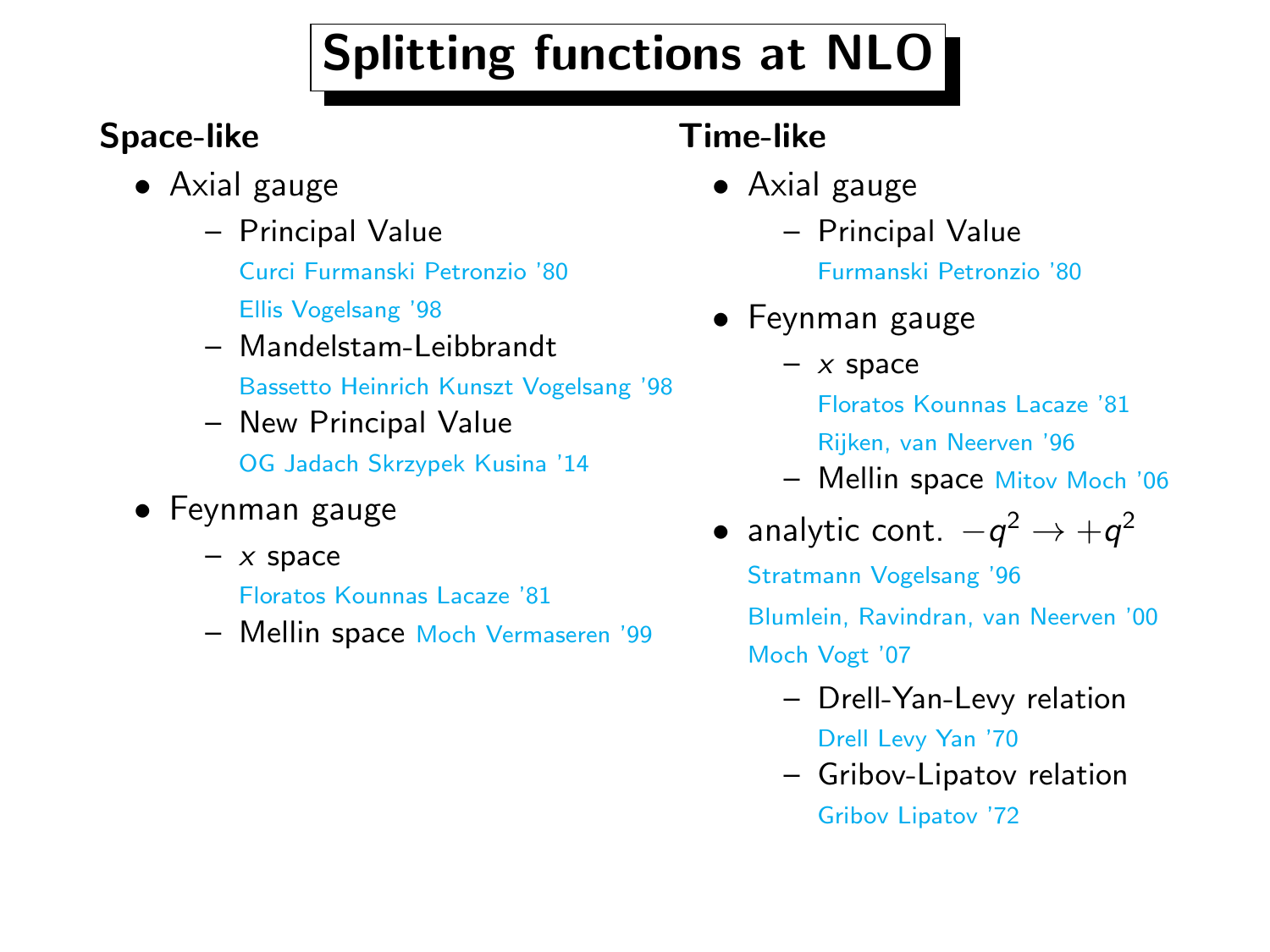# Splitting functions at NLO

**Space-like**

- Axial gauge
  - Principal Value
    Curci Furmanski Petronzio '80
    Ellis Vogelsang '98
  - Mandelstam-Leibbrandt
    Bassetto Heinrich Kunszt Vogelsang '98
  - New Principal Value
    OG Jadach Skrzypek Kusina '14
- Feynman gauge
  - $x$ space
    Floratos Kounnas Lacaze '81
  - Mellin space Moch Vermaseren '99

**Time-like**

- Axial gauge
  - Principal Value
    Furmanski Petronzio '80
- Feynman gauge
  - $x$ space
    Floratos Kounnas Lacaze '81
    Rijken, van Neerven '96
  - Mellin space Mitov Moch '06
- analytic cont. $-q^2 \to +q^2$
  Stratmann Vogelsang '96
  Blumlein, Ravindran, van Neerven '00
  Moch Vogt '07
  - Drell-Yan-Levy relation
    Drell Levy Yan '70
  - Gribov-Lipatov relation
    Gribov Lipatov '72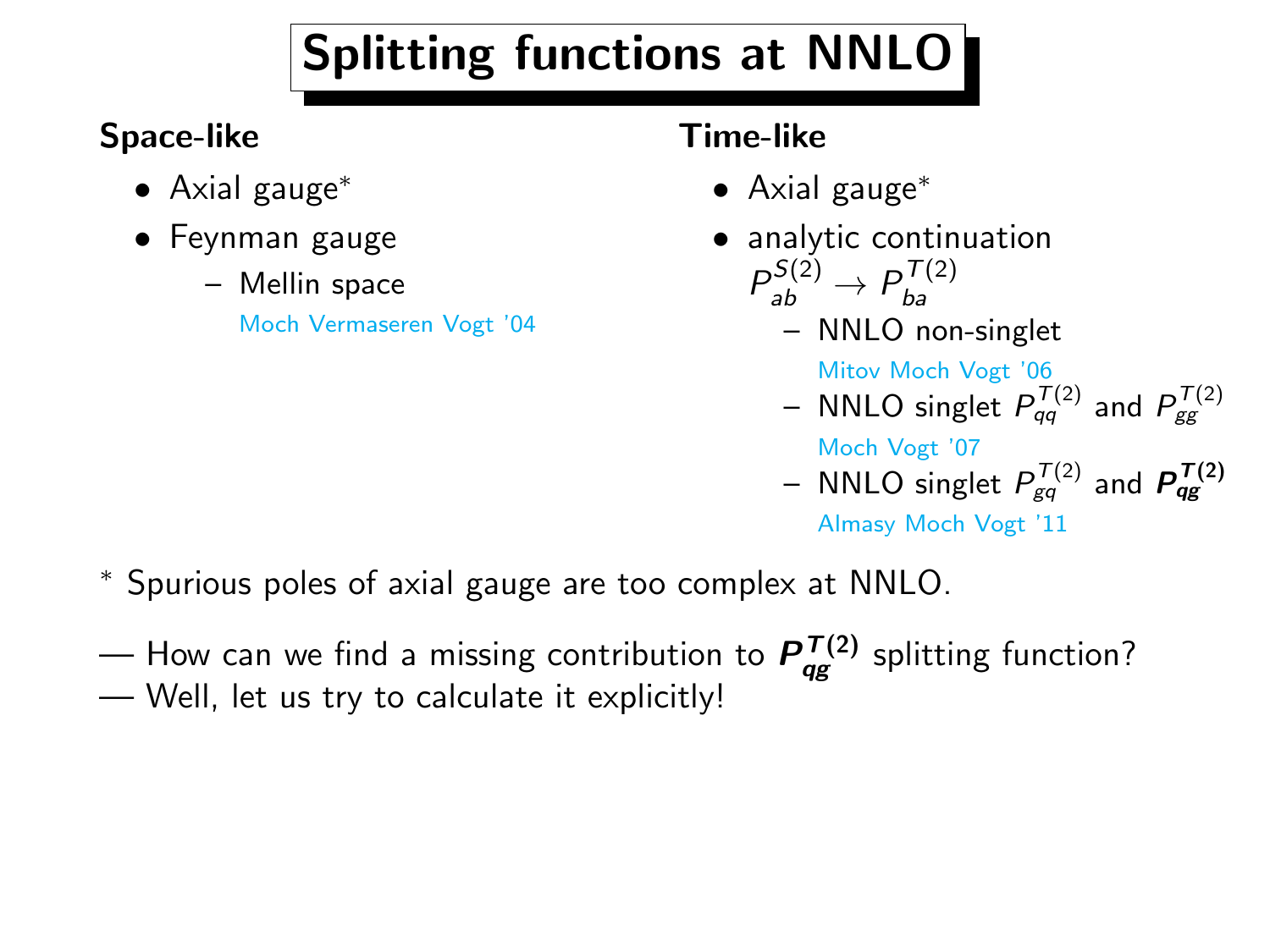# Splitting functions at NNLO

**Space-like**

- Axial gauge*
- Feynman gauge
  - Mellin space
    Moch Vermaseren Vogt '04

**Time-like**

- Axial gauge*
- analytic continuation
  $P_{ab}^{S(2)} \to P_{ba}^{T(2)}$
  - NNLO non-singlet
    Mitov Moch Vogt '06
  - NNLO singlet $P_{qq}^{T(2)}$ and $P_{gg}^{T(2)}$
    Moch Vogt '07
  - NNLO singlet $P_{gq}^{T(2)}$ and $\boldsymbol{P_{qg}^{T(2)}}$
    Almasy Moch Vogt '11

\* Spurious poles of axial gauge are too complex at NNLO.

— How can we find a missing contribution to $\boldsymbol{P_{qg}^{T(2)}}$ splitting function?
— Well, let us try to calculate it explicitly!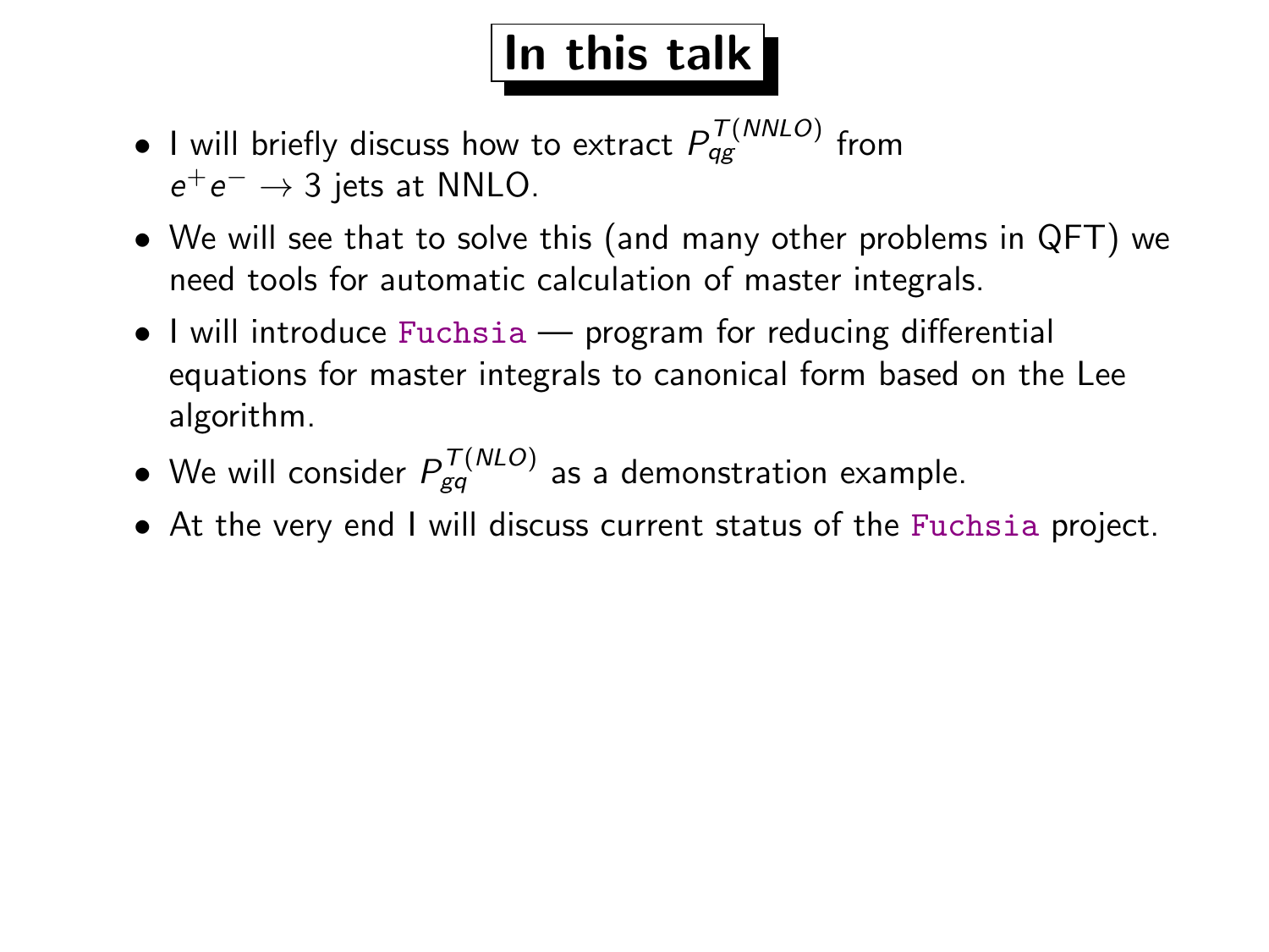# In this talk

- I will briefly discuss how to extract $P_{qg}^{T(NNLO)}$ from $e^+e^- \to 3$ jets at NNLO.
- We will see that to solve this (and many other problems in QFT) we need tools for automatic calculation of master integrals.
- I will introduce `Fuchsia` — program for reducing differential equations for master integrals to canonical form based on the Lee algorithm.
- We will consider $P_{gq}^{T(NLO)}$ as a demonstration example.
- At the very end I will discuss current status of the `Fuchsia` project.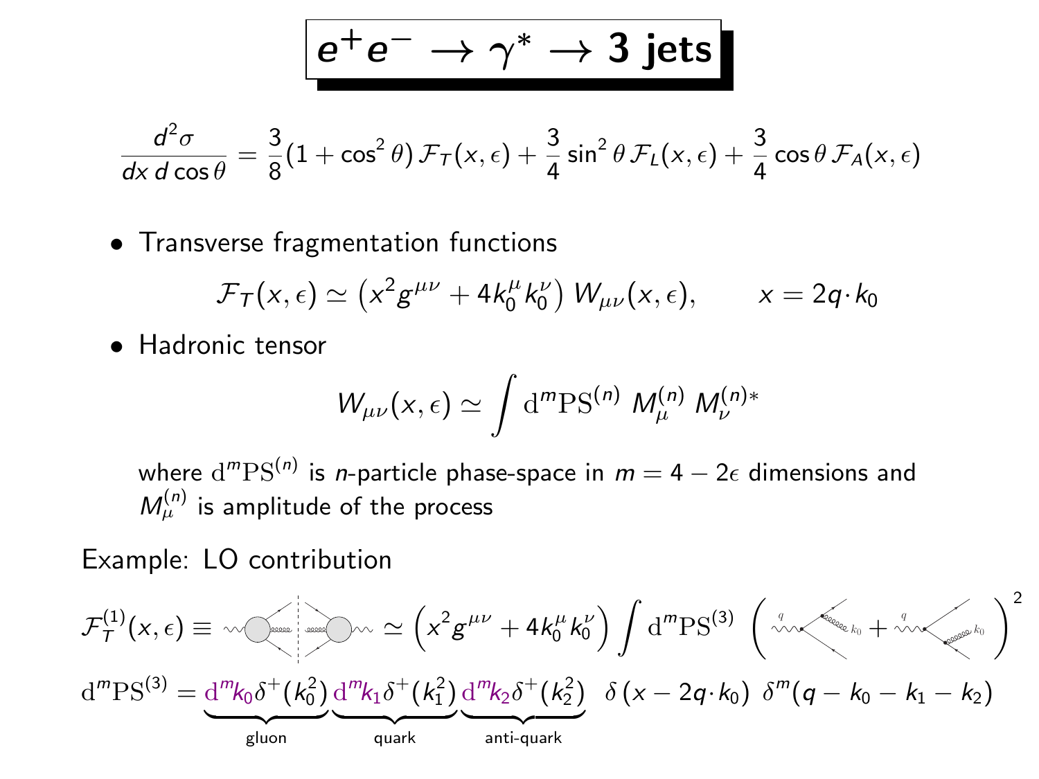# $e^+e^- \to \gamma^* \to 3$ jets

$$\frac{d^2\sigma}{dx\, d\cos\theta} = \frac{3}{8}(1+\cos^2\theta)\,\mathcal{F}_T(x,\epsilon) + \frac{3}{4}\sin^2\theta\,\mathcal{F}_L(x,\epsilon) + \frac{3}{4}\cos\theta\,\mathcal{F}_A(x,\epsilon)$$

- Transverse fragmentation functions

$$\mathcal{F}_T(x,\epsilon) \simeq \left(x^2 g^{\mu\nu} + 4k_0^\mu k_0^\nu\right) W_{\mu\nu}(x,\epsilon), \qquad x = 2q\cdot k_0$$

- Hadronic tensor

$$W_{\mu\nu}(x,\epsilon) \simeq \int \mathrm{d}^m\mathrm{PS}^{(n)}\; M_\mu^{(n)}\, M_\nu^{(n)*}$$

where $\mathrm{d}^m\mathrm{PS}^{(n)}$ is $n$-particle phase-space in $m = 4-2\epsilon$ dimensions and $M_\mu^{(n)}$ is amplitude of the process

Example: LO contribution

$$\mathcal{F}_T^{(1)}(x,\epsilon) \equiv [\text{cut diagram}] \simeq \left(x^2 g^{\mu\nu} + 4k_0^\mu k_0^\nu\right) \int \mathrm{d}^m\mathrm{PS}^{(3)} \left( [\text{diagram 1}] + [\text{diagram 2}] \right)^2$$

$$\mathrm{d}^m\mathrm{PS}^{(3)} = \underbrace{\mathrm{d}^m k_0\,\delta^+(k_0^2)}_{\text{gluon}}\,\underbrace{\mathrm{d}^m k_1\,\delta^+(k_1^2)}_{\text{quark}}\,\underbrace{\mathrm{d}^m k_2\,\delta^+(k_2^2)}_{\text{anti-quark}}\;\delta\left(x - 2q\cdot k_0\right)\,\delta^m(q - k_0 - k_1 - k_2)$$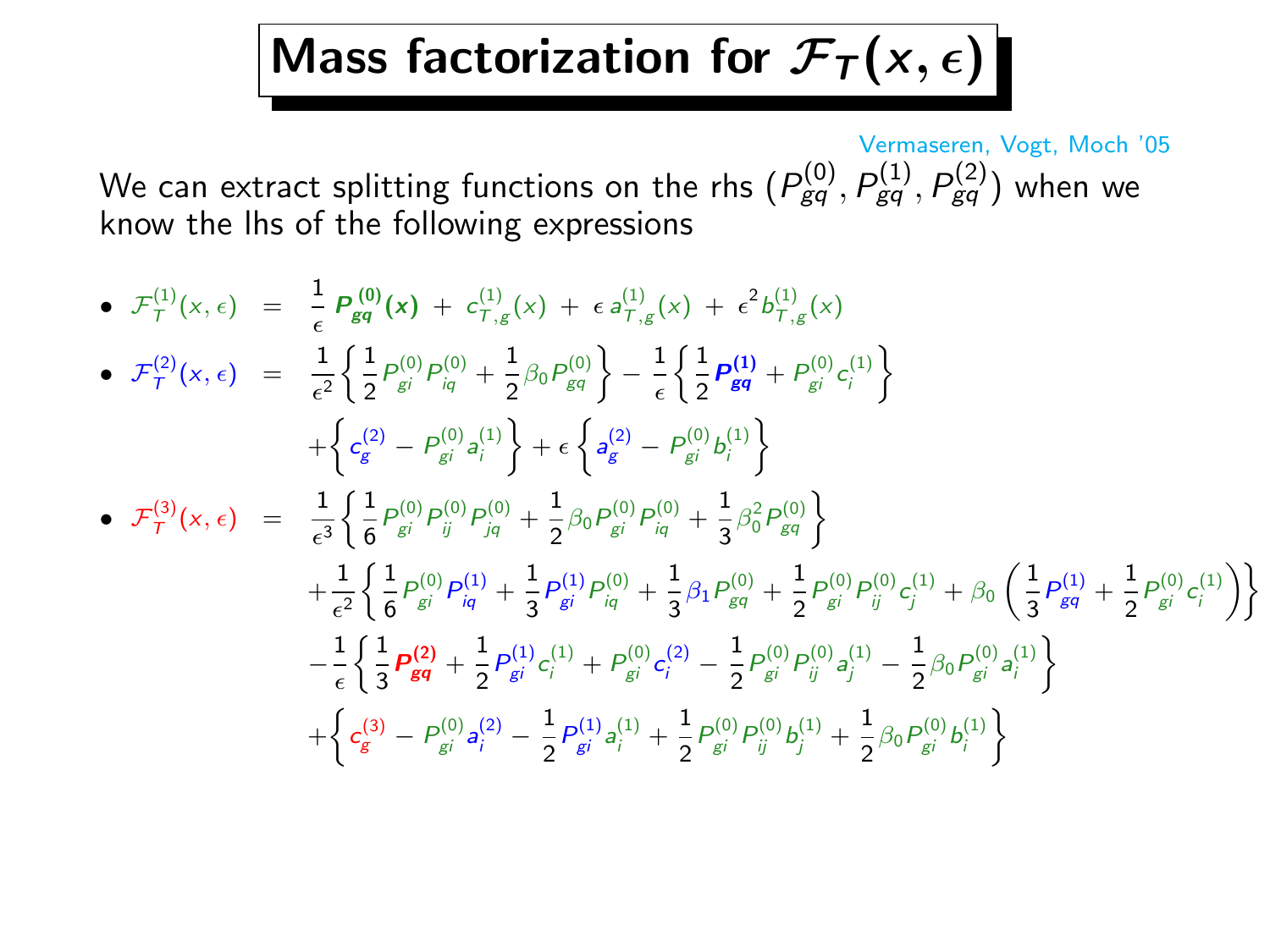# Mass factorization for $\mathcal{F}_T(x, \epsilon)$

Vermaseren, Vogt, Moch '05

We can extract splitting functions on the rhs ($P^{(0)}_{gq}, P^{(1)}_{gq}, P^{(2)}_{gq}$) when we know the lhs of the following expressions

- $$\mathcal{F}^{(1)}_T(x,\epsilon) = \frac{1}{\epsilon}\, \boldsymbol{P^{(0)}_{gq}(x)} + c^{(1)}_{T,g}(x) + \epsilon\, a^{(1)}_{T,g}(x) + \epsilon^2 b^{(1)}_{T,g}(x)$$
- $$\begin{aligned}\mathcal{F}^{(2)}_T(x,\epsilon) = {} & \frac{1}{\epsilon^2}\left\{\frac{1}{2}P^{(0)}_{gi}P^{(0)}_{iq} + \frac{1}{2}\beta_0 P^{(0)}_{gq}\right\} - \frac{1}{\epsilon}\left\{\frac{1}{2}\boldsymbol{P^{(1)}_{gq}} + P^{(0)}_{gi}c^{(1)}_i\right\} \\ & + \left\{c^{(2)}_g - P^{(0)}_{gi}a^{(1)}_i\right\} + \epsilon\left\{a^{(2)}_g - P^{(0)}_{gi}b^{(1)}_i\right\}\end{aligned}$$
- $$\begin{aligned}\mathcal{F}^{(3)}_T(x,\epsilon) = {} & \frac{1}{\epsilon^3}\left\{\frac{1}{6}P^{(0)}_{gi}P^{(0)}_{ij}P^{(0)}_{jq} + \frac{1}{2}\beta_0 P^{(0)}_{gi}P^{(0)}_{iq} + \frac{1}{3}\beta_0^2 P^{(0)}_{gq}\right\} \\ & + \frac{1}{\epsilon^2}\left\{\frac{1}{6}P^{(0)}_{gi}P^{(1)}_{iq} + \frac{1}{3}P^{(1)}_{gi}P^{(0)}_{iq} + \frac{1}{3}\beta_1 P^{(0)}_{gq} + \frac{1}{2}P^{(0)}_{gi}P^{(0)}_{ij}c^{(1)}_j + \beta_0\left(\frac{1}{3}P^{(1)}_{gq} + \frac{1}{2}P^{(0)}_{gi}c^{(1)}_i\right)\right\} \\ & - \frac{1}{\epsilon}\left\{\frac{1}{3}\boldsymbol{P^{(2)}_{gq}} + \frac{1}{2}P^{(1)}_{gi}c^{(1)}_i + P^{(0)}_{gi}c^{(2)}_i - \frac{1}{2}P^{(0)}_{gi}P^{(0)}_{ij}a^{(1)}_j - \frac{1}{2}\beta_0 P^{(0)}_{gi}a^{(1)}_i\right\} \\ & + \left\{c^{(3)}_g - P^{(0)}_{gi}a^{(2)}_i - \frac{1}{2}P^{(1)}_{gi}a^{(1)}_i + \frac{1}{2}P^{(0)}_{gi}P^{(0)}_{ij}b^{(1)}_j + \frac{1}{2}\beta_0 P^{(0)}_{gi}b^{(1)}_i\right\}\end{aligned}$$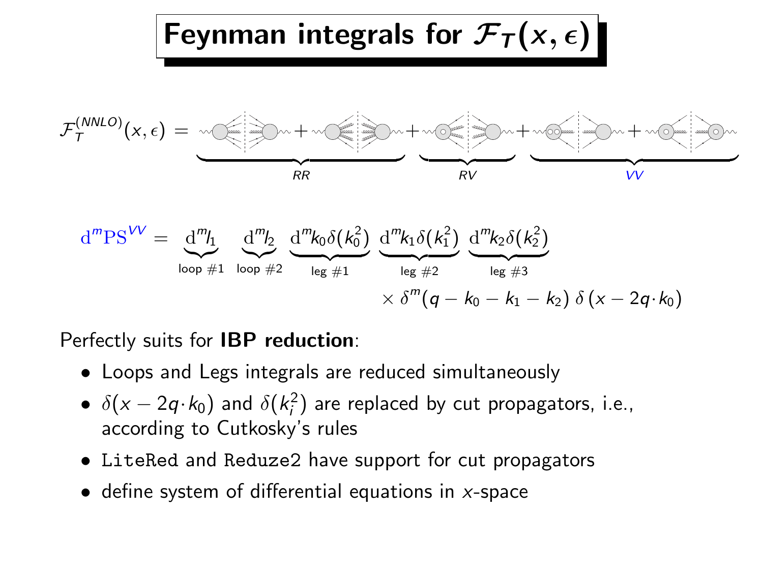# Feynman integrals for $\mathcal{F}_T(x,\epsilon)$

$$\mathcal{F}_T^{(NNLO)}(x,\epsilon) = \underbrace{\cdots + \cdots}_{RR} + \underbrace{\cdots}_{RV} + \underbrace{\cdots + \cdots}_{VV}$$

$$\mathrm{d}^m\mathrm{PS}^{VV} = \underbrace{\mathrm{d}^m l_1}_{\text{loop }\#1}\ \underbrace{\mathrm{d}^m l_2}_{\text{loop }\#2}\ \underbrace{\mathrm{d}^m k_0 \delta(k_0^2)}_{\text{leg }\#1}\ \underbrace{\mathrm{d}^m k_1 \delta(k_1^2)}_{\text{leg }\#2}\ \underbrace{\mathrm{d}^m k_2 \delta(k_2^2)}_{\text{leg }\#3} \times \delta^m(q - k_0 - k_1 - k_2)\,\delta\left(x - 2q\cdot k_0\right)$$

Perfectly suits for **IBP reduction**:

- Loops and Legs integrals are reduced simultaneously
- $\delta(x - 2q\cdot k_0)$ and $\delta(k_i^2)$ are replaced by cut propagators, i.e., according to Cutkosky's rules
- `LiteRed` and `Reduze2` have support for cut propagators
- define system of differential equations in $x$-space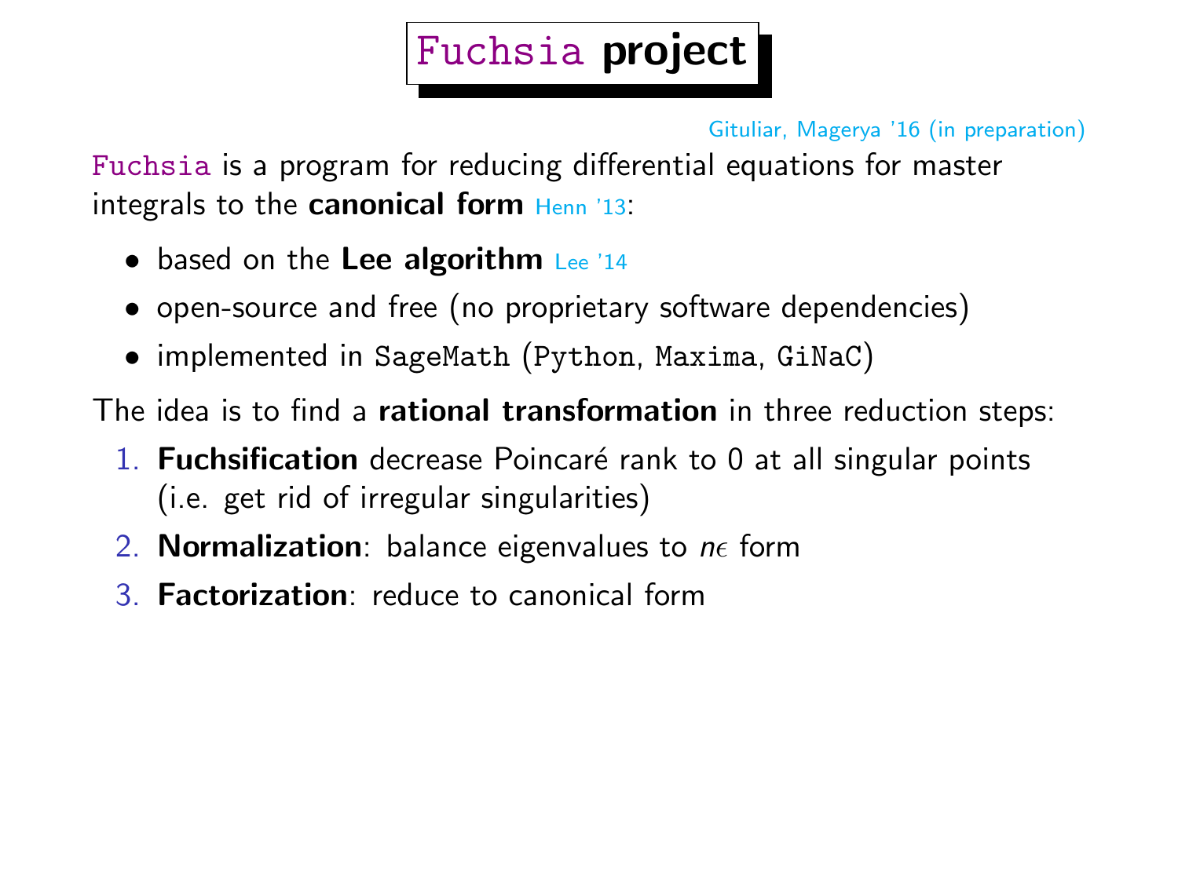# Fuchsia project

Gituliar, Magerya '16 (in preparation)

Fuchsia is a program for reducing differential equations for master integrals to the **canonical form** Henn '13:

- based on the **Lee algorithm** Lee '14
- open-source and free (no proprietary software dependencies)
- implemented in SageMath (Python, Maxima, GiNaC)

The idea is to find a **rational transformation** in three reduction steps:

1. **Fuchsification** decrease Poincaré rank to 0 at all singular points (i.e. get rid of irregular singularities)
2. **Normalization**: balance eigenvalues to $n\epsilon$ form
3. **Factorization**: reduce to canonical form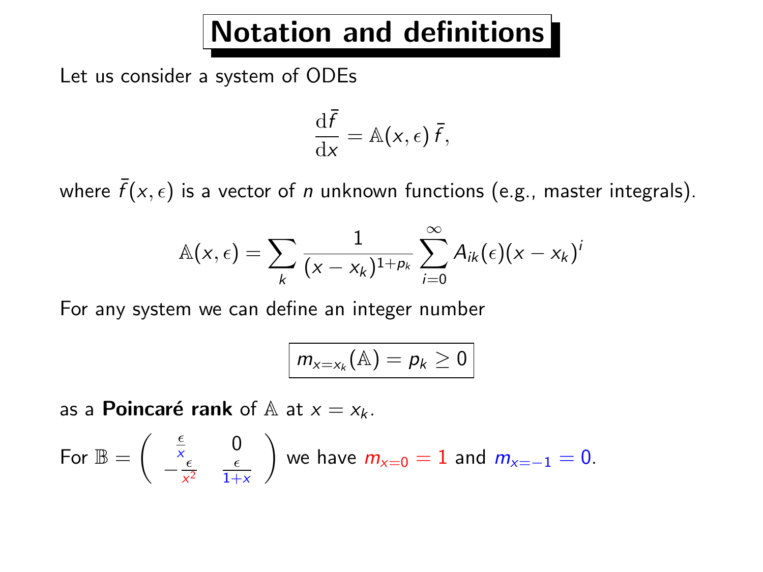# Notation and definitions

Let us consider a system of ODEs

$$\frac{\mathrm{d}\bar{f}}{\mathrm{d}x} = \mathbb{A}(x,\epsilon)\,\bar{f},$$

where $\bar{f}(x,\epsilon)$ is a vector of $n$ unknown functions (e.g., master integrals).

$$\mathbb{A}(x,\epsilon) = \sum_k \frac{1}{(x-x_k)^{1+p_k}} \sum_{i=0}^{\infty} A_{ik}(\epsilon)(x-x_k)^i$$

For any system we can define an integer number

$$\boxed{m_{x=x_k}(\mathbb{A}) = p_k \geq 0}$$

as a **Poincaré rank** of $\mathbb{A}$ at $x = x_k$.

For $\mathbb{B} = \begin{pmatrix} \frac{\epsilon}{x} & 0 \\ -\frac{\epsilon}{x^2} & \frac{\epsilon}{1+x} \end{pmatrix}$ we have $m_{x=0} = 1$ and $m_{x=-1} = 0$.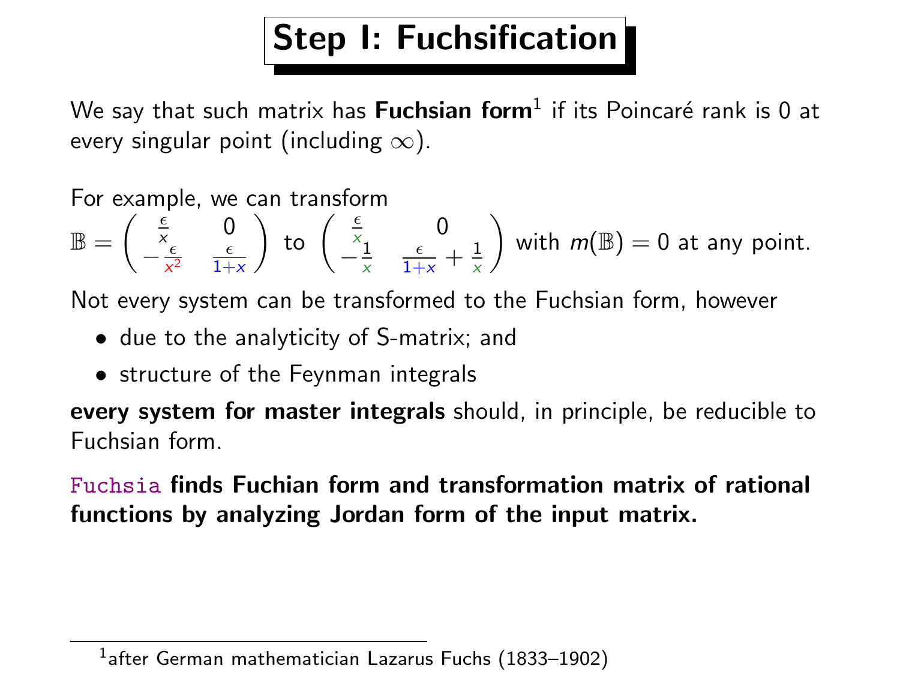# Step I: Fuchsification

We say that such matrix has **Fuchsian form**[1] if its Poincaré rank is 0 at every singular point (including $\infty$).

For example, we can transform

$$\mathbb{B} = \begin{pmatrix} \frac{\epsilon}{x} & 0 \\ -\frac{\epsilon}{x^2} & \frac{\epsilon}{1+x} \end{pmatrix} \text{ to } \begin{pmatrix} \frac{\epsilon}{x} & 0 \\ -\frac{1}{x} & \frac{\epsilon}{1+x} + \frac{1}{x} \end{pmatrix} \text{ with } m(\mathbb{B}) = 0 \text{ at any point.}$$

Not every system can be transformed to the Fuchsian form, however

- due to the analyticity of S-matrix; and
- structure of the Feynman integrals

**every system for master integrals** should, in principle, be reducible to Fuchsian form.

Fuchsia **finds Fuchian form and transformation matrix of rational functions by analyzing Jordan form of the input matrix.**

[1] after German mathematician Lazarus Fuchs (1833–1902)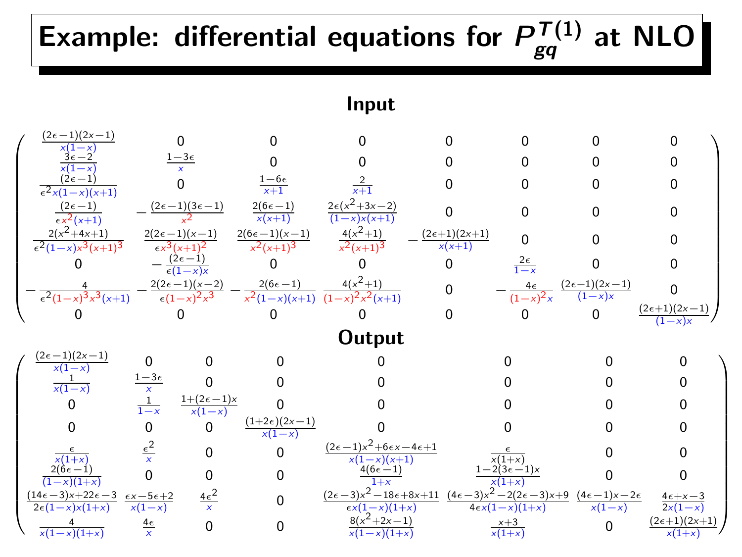# Example: differential equations for $P_{gq}^{T(1)}$ at NLO

## Input

$$
\begin{pmatrix}
\frac{(2\epsilon-1)(2x-1)}{x(1-x)} & 0 & 0 & 0 & 0 & 0 & 0 & 0 \\
\frac{3\epsilon-2}{x(1-x)} & \frac{1-3\epsilon}{x} & 0 & 0 & 0 & 0 & 0 & 0 \\
\frac{(2\epsilon-1)}{\epsilon^2 x(1-x)(x+1)} & 0 & \frac{1-6\epsilon}{x+1} & \frac{2}{x+1} & 0 & 0 & 0 & 0 \\
\frac{(2\epsilon-1)}{\epsilon x^2(x+1)} & -\frac{(2\epsilon-1)(3\epsilon-1)}{x^2} & \frac{2(6\epsilon-1)}{x(x+1)} & \frac{2\epsilon(x^2+3x-2)}{(1-x)x(x+1)} & 0 & 0 & 0 & 0 \\
\frac{2(x^2+4x+1)}{\epsilon^2(1-x)x^3(x+1)^3} & \frac{2(2\epsilon-1)(x-1)}{\epsilon x^3(x+1)^2} & \frac{2(6\epsilon-1)(x-1)}{x^2(x+1)^3} & \frac{4(x^2+1)}{x^2(x+1)^3} & -\frac{(2\epsilon+1)(2x+1)}{x(x+1)} & 0 & 0 & 0 \\
0 & -\frac{(2\epsilon-1)}{\epsilon(1-x)x} & 0 & 0 & 0 & \frac{2\epsilon}{1-x} & 0 & 0 \\
-\frac{4}{\epsilon^2(1-x)^3x^3(x+1)} & -\frac{2(2\epsilon-1)(x-2)}{\epsilon(1-x)^2x^3} & -\frac{2(6\epsilon-1)}{x^2(1-x)(x+1)} & \frac{4(x^2+1)}{(1-x)^2x^2(x+1)} & 0 & -\frac{4\epsilon}{(1-x)^2x} & \frac{(2\epsilon+1)(2x-1)}{(1-x)x} & 0 \\
0 & 0 & 0 & 0 & 0 & 0 & 0 & \frac{(2\epsilon+1)(2x-1)}{(1-x)x}
\end{pmatrix}
$$

## Output

$$
\begin{pmatrix}
\frac{(2\epsilon-1)(2x-1)}{x(1-x)} & 0 & 0 & 0 & 0 & 0 & 0 & 0 \\
\frac{1}{x(1-x)} & \frac{1-3\epsilon}{x} & 0 & 0 & 0 & 0 & 0 & 0 \\
0 & \frac{1}{1-x} & \frac{1+(2\epsilon-1)x}{x(1-x)} & 0 & 0 & 0 & 0 & 0 \\
0 & 0 & 0 & \frac{(1+2\epsilon)(2x-1)}{x(1-x)} & 0 & 0 & 0 & 0 \\
\frac{\epsilon}{x(1+x)} & \frac{\epsilon^2}{x} & 0 & 0 & \frac{(2\epsilon-1)x^2+6\epsilon x-4\epsilon+1}{x(1-x)(x+1)} & \frac{\epsilon}{x(1+x)} & 0 & 0 \\
\frac{2(6\epsilon-1)}{(1-x)(1+x)} & 0 & 0 & 0 & \frac{4(6\epsilon-1)}{1+x} & \frac{1-2(3\epsilon-1)x}{x(1+x)} & 0 & 0 \\
\frac{(14\epsilon-3)x+22\epsilon-3}{2\epsilon(1-x)x(1+x)} & \frac{\epsilon x-5\epsilon+2}{x(1-x)} & \frac{4\epsilon^2}{x} & 0 & \frac{(2\epsilon-3)x^2-18\epsilon+8x+11}{\epsilon x(1-x)(1+x)} & \frac{(4\epsilon-3)x^2-2(2\epsilon-3)x+9}{4\epsilon x(1-x)(1+x)} & \frac{(4\epsilon-1)x-2\epsilon}{x(1-x)} & \frac{4\epsilon+x-3}{2x(1-x)} \\
\frac{4}{x(1-x)(1+x)} & \frac{4\epsilon}{x} & 0 & 0 & \frac{8(x^2+2x-1)}{x(1-x)(1+x)} & \frac{x+3}{x(1+x)} & 0 & \frac{(2\epsilon+1)(2x+1)}{x(1+x)}
\end{pmatrix}
$$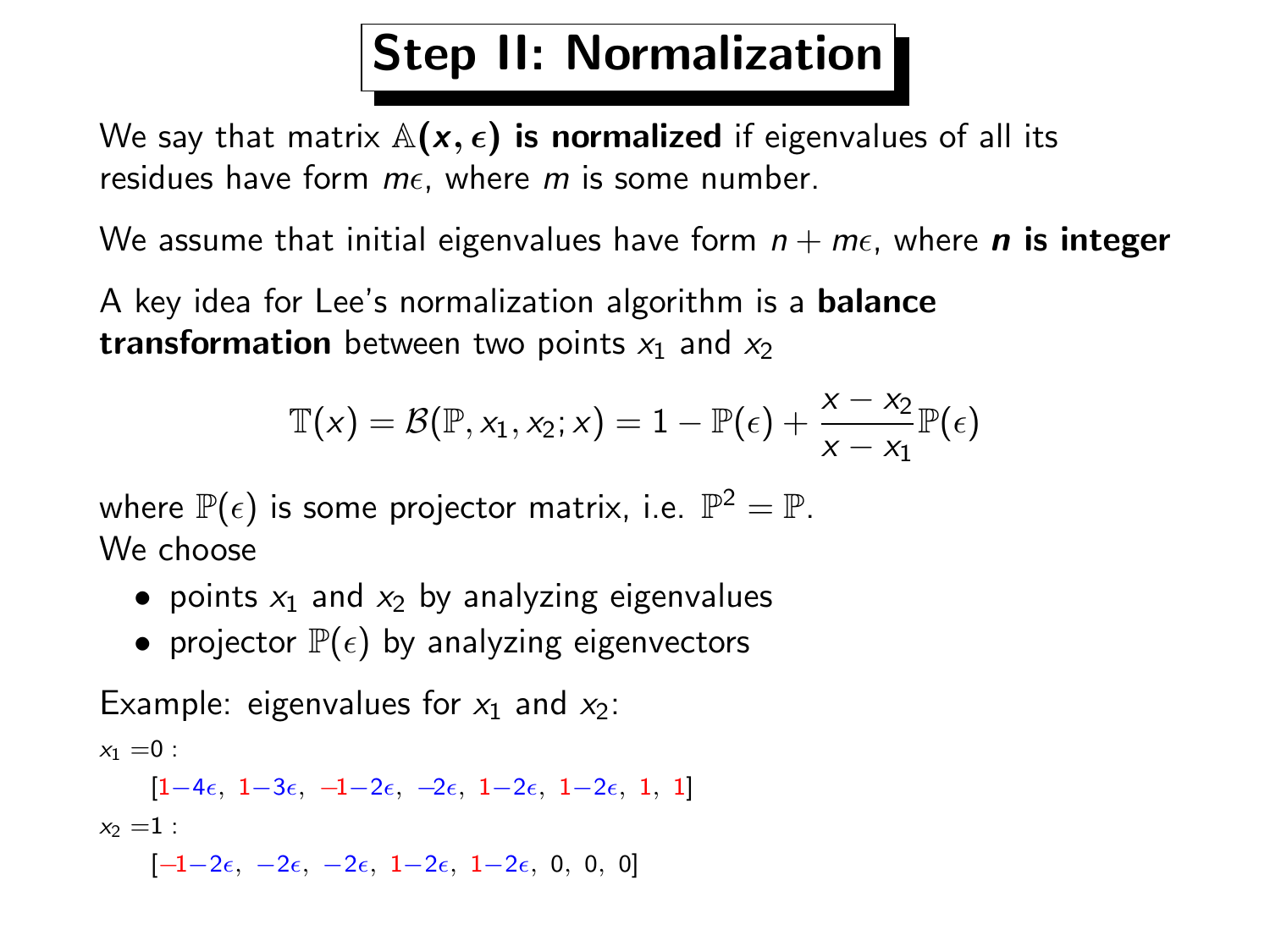# Step II: Normalization

We say that matrix $\mathbb{A}(x, \epsilon)$ **is normalized** if eigenvalues of all its residues have form $m\epsilon$, where $m$ is some number.

We assume that initial eigenvalues have form $n + m\epsilon$, where ***n* is integer**

A key idea for Lee's normalization algorithm is a **balance transformation** between two points $x_1$ and $x_2$

$$\mathbb{T}(x) = \mathcal{B}(\mathbb{P}, x_1, x_2; x) = 1 - \mathbb{P}(\epsilon) + \frac{x - x_2}{x - x_1}\mathbb{P}(\epsilon)$$

where $\mathbb{P}(\epsilon)$ is some projector matrix, i.e. $\mathbb{P}^2 = \mathbb{P}$.
We choose

- points $x_1$ and $x_2$ by analyzing eigenvalues
- projector $\mathbb{P}(\epsilon)$ by analyzing eigenvectors

Example: eigenvalues for $x_1$ and $x_2$:

$x_1 = 0$ :

$[1-4\epsilon,\ 1-3\epsilon,\ -1-2\epsilon,\ -2\epsilon,\ 1-2\epsilon,\ 1-2\epsilon,\ 1,\ 1]$

$x_2 = 1$ :

$[-1-2\epsilon,\ -2\epsilon,\ -2\epsilon,\ 1-2\epsilon,\ 1-2\epsilon,\ 0,\ 0,\ 0]$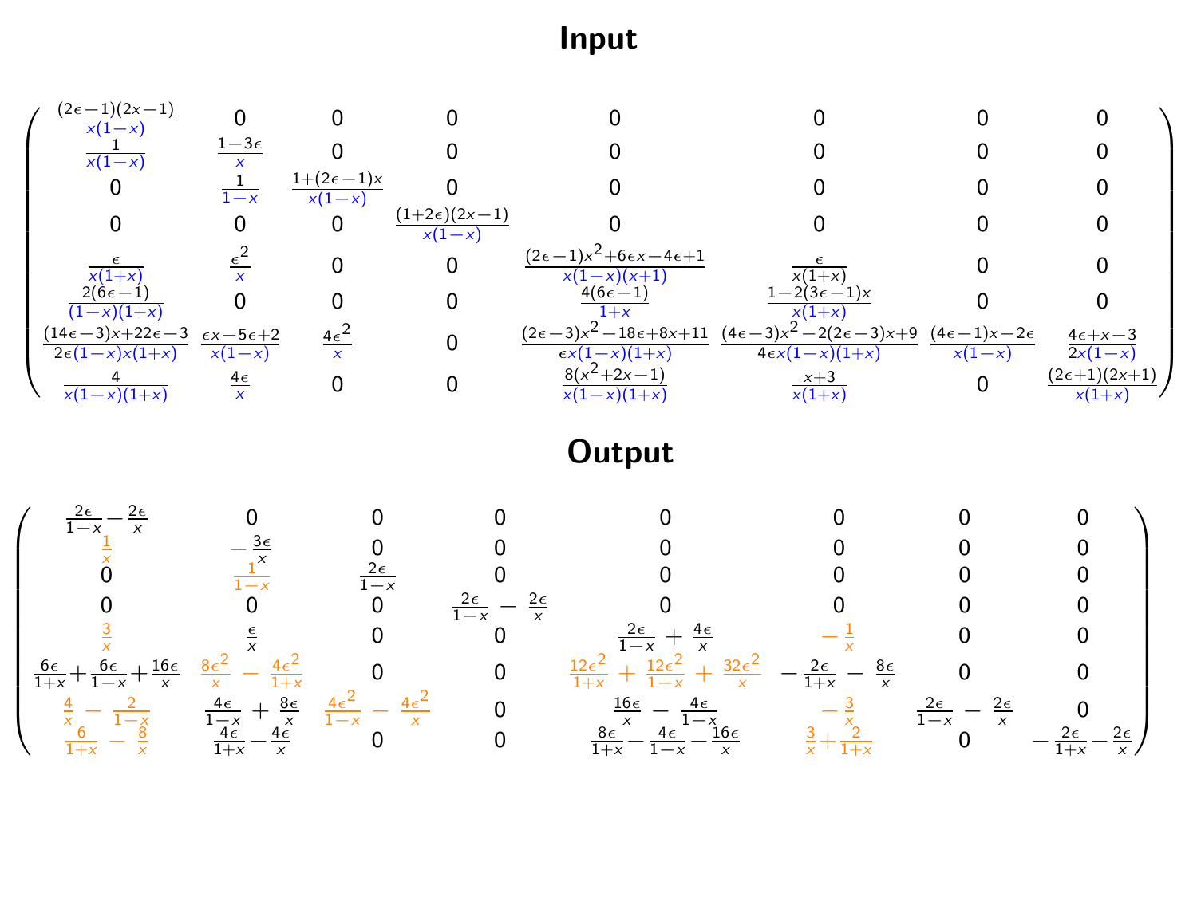# Input

$$
\begin{pmatrix}
\frac{(2\epsilon-1)(2x-1)}{x(1-x)} & 0 & 0 & 0 & 0 & 0 & 0 & 0 \\
\frac{1}{x(1-x)} & \frac{1-3\epsilon}{x} & 0 & 0 & 0 & 0 & 0 & 0 \\
0 & \frac{1}{1-x} & \frac{1+(2\epsilon-1)x}{x(1-x)} & 0 & 0 & 0 & 0 & 0 \\
0 & 0 & 0 & \frac{(1+2\epsilon)(2x-1)}{x(1-x)} & 0 & 0 & 0 & 0 \\
\frac{\epsilon}{x(1+x)} & \frac{\epsilon^2}{x} & 0 & 0 & \frac{(2\epsilon-1)x^2+6\epsilon x-4\epsilon+1}{x(1-x)(x+1)} & \frac{\epsilon}{x(1+x)} & 0 & 0 \\
\frac{2(6\epsilon-1)}{(1-x)(1+x)} & 0 & 0 & 0 & \frac{4(6\epsilon-1)}{1+x} & \frac{1-2(3\epsilon-1)x}{x(1+x)} & 0 & 0 \\
\frac{(14\epsilon-3)x+22\epsilon-3}{2\epsilon(1-x)x(1+x)} & \frac{\epsilon x-5\epsilon+2}{x(1-x)} & \frac{4\epsilon^2}{x} & 0 & \frac{(2\epsilon-3)x^2-18\epsilon+8x+11}{\epsilon x(1-x)(1+x)} & \frac{(4\epsilon-3)x^2-2(2\epsilon-3)x+9}{4\epsilon x(1-x)(1+x)} & \frac{(4\epsilon-1)x-2\epsilon}{x(1-x)} & \frac{4\epsilon+x-3}{2x(1-x)} \\
\frac{4}{x(1-x)(1+x)} & \frac{4\epsilon}{x} & 0 & 0 & \frac{8(x^2+2x-1)}{x(1-x)(1+x)} & \frac{x+3}{x(1+x)} & 0 & \frac{(2\epsilon+1)(2x+1)}{x(1+x)}
\end{pmatrix}
$$

# Output

$$
\begin{pmatrix}
\frac{2\epsilon}{1-x}-\frac{2\epsilon}{x} & 0 & 0 & 0 & 0 & 0 & 0 & 0 \\
\frac{1}{x} & -\frac{3\epsilon}{x} & 0 & 0 & 0 & 0 & 0 & 0 \\
0 & \frac{1}{1-x} & \frac{2\epsilon}{1-x} & 0 & 0 & 0 & 0 & 0 \\
0 & 0 & 0 & \frac{2\epsilon}{1-x}-\frac{2\epsilon}{x} & 0 & 0 & 0 & 0 \\
\frac{3}{x} & \frac{\epsilon}{x} & 0 & 0 & \frac{2\epsilon}{1-x}+\frac{4\epsilon}{x} & -\frac{1}{x} & 0 & 0 \\
\frac{6\epsilon}{1+x}+\frac{6\epsilon}{1-x}+\frac{16\epsilon}{x} & \frac{8\epsilon^2}{x}-\frac{4\epsilon^2}{1+x} & 0 & 0 & \frac{12\epsilon^2}{1+x}+\frac{12\epsilon^2}{1-x}+\frac{32\epsilon^2}{x} & -\frac{2\epsilon}{1+x}-\frac{8\epsilon}{x} & 0 & 0 \\
\frac{4}{x}-\frac{2}{1-x} & \frac{4\epsilon}{1-x}+\frac{8\epsilon}{x} & \frac{4\epsilon^2}{1-x}-\frac{4\epsilon^2}{x} & 0 & \frac{16\epsilon}{x}-\frac{4\epsilon}{1-x} & -\frac{3}{x} & \frac{2\epsilon}{1-x}-\frac{2\epsilon}{x} & 0 \\
\frac{6}{1+x}-\frac{8}{x} & \frac{4\epsilon}{1+x}-\frac{4\epsilon}{x} & 0 & 0 & \frac{8\epsilon}{1+x}-\frac{4\epsilon}{1-x}-\frac{16\epsilon}{x} & \frac{3}{x}+\frac{2}{1+x} & 0 & -\frac{2\epsilon}{1+x}-\frac{2\epsilon}{x}
\end{pmatrix}
$$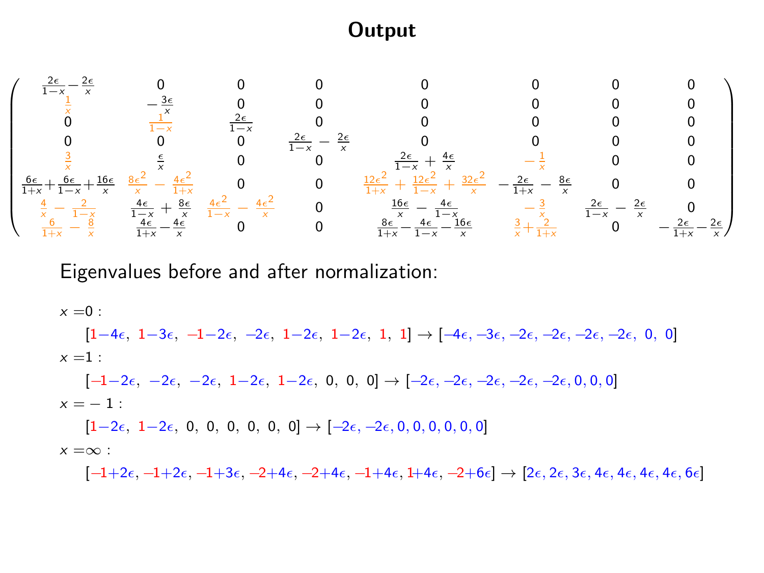# Output

$$
\begin{pmatrix}
\frac{2\epsilon}{1-x}-\frac{2\epsilon}{x} & 0 & 0 & 0 & 0 & 0 & 0 & 0 \\
\frac{1}{x} & -\frac{3\epsilon}{x} & 0 & 0 & 0 & 0 & 0 & 0 \\
0 & \frac{1}{1-x} & \frac{2\epsilon}{1-x} & 0 & 0 & 0 & 0 & 0 \\
0 & 0 & 0 & \frac{2\epsilon}{1-x} - \frac{2\epsilon}{x} & 0 & 0 & 0 & 0 \\
\frac{3}{x} & \frac{\epsilon}{x} & 0 & 0 & \frac{2\epsilon}{1-x} + \frac{4\epsilon}{x} & -\frac{1}{x} & 0 & 0 \\
\frac{6\epsilon}{1+x}+\frac{6\epsilon}{1-x}+\frac{16\epsilon}{x} & \frac{8\epsilon^2}{x} - \frac{4\epsilon^2}{1+x} & 0 & 0 & \frac{12\epsilon^2}{1+x} + \frac{12\epsilon^2}{1-x} + \frac{32\epsilon^2}{x} & -\frac{2\epsilon}{1+x} - \frac{8\epsilon}{x} & 0 & 0 \\
\frac{4}{x} - \frac{2}{1-x} & \frac{4\epsilon}{1-x} + \frac{8\epsilon}{x} & \frac{4\epsilon^2}{1-x} - \frac{4\epsilon^2}{x} & 0 & \frac{16\epsilon}{x} - \frac{4\epsilon}{1-x} & -\frac{3}{x} & \frac{2\epsilon}{1-x} - \frac{2\epsilon}{x} & 0 \\
\frac{6}{1+x} - \frac{8}{x} & \frac{4\epsilon}{1+x}-\frac{4\epsilon}{x} & 0 & 0 & \frac{8\epsilon}{1+x}-\frac{4\epsilon}{1-x}-\frac{16\epsilon}{x} & \frac{3}{x}+\frac{2}{1+x} & 0 & -\frac{2\epsilon}{1+x}-\frac{2\epsilon}{x}
\end{pmatrix}
$$

Eigenvalues before and after normalization:

$x = 0$ :

$[1-4\epsilon,\ 1-3\epsilon,\ -1-2\epsilon,\ -2\epsilon,\ 1-2\epsilon,\ 1-2\epsilon,\ 1,\ 1] \to [-4\epsilon, -3\epsilon, -2\epsilon, -2\epsilon, -2\epsilon, -2\epsilon,\ 0,\ 0]$

$x = 1$ :

$[-1-2\epsilon,\ -2\epsilon,\ -2\epsilon,\ 1-2\epsilon,\ 1-2\epsilon,\ 0,\ 0,\ 0] \to [-2\epsilon, -2\epsilon, -2\epsilon, -2\epsilon, -2\epsilon, 0, 0, 0]$

$x = -1$ :

$[1-2\epsilon,\ 1-2\epsilon,\ 0,\ 0,\ 0,\ 0,\ 0,\ 0] \to [-2\epsilon, -2\epsilon, 0, 0, 0, 0, 0, 0]$

$x = \infty$ :

$[-1+2\epsilon, -1+2\epsilon, -1+3\epsilon, -2+4\epsilon, -2+4\epsilon, -1+4\epsilon, 1+4\epsilon, -2+6\epsilon] \to [2\epsilon, 2\epsilon, 3\epsilon, 4\epsilon, 4\epsilon, 4\epsilon, 4\epsilon, 6\epsilon]$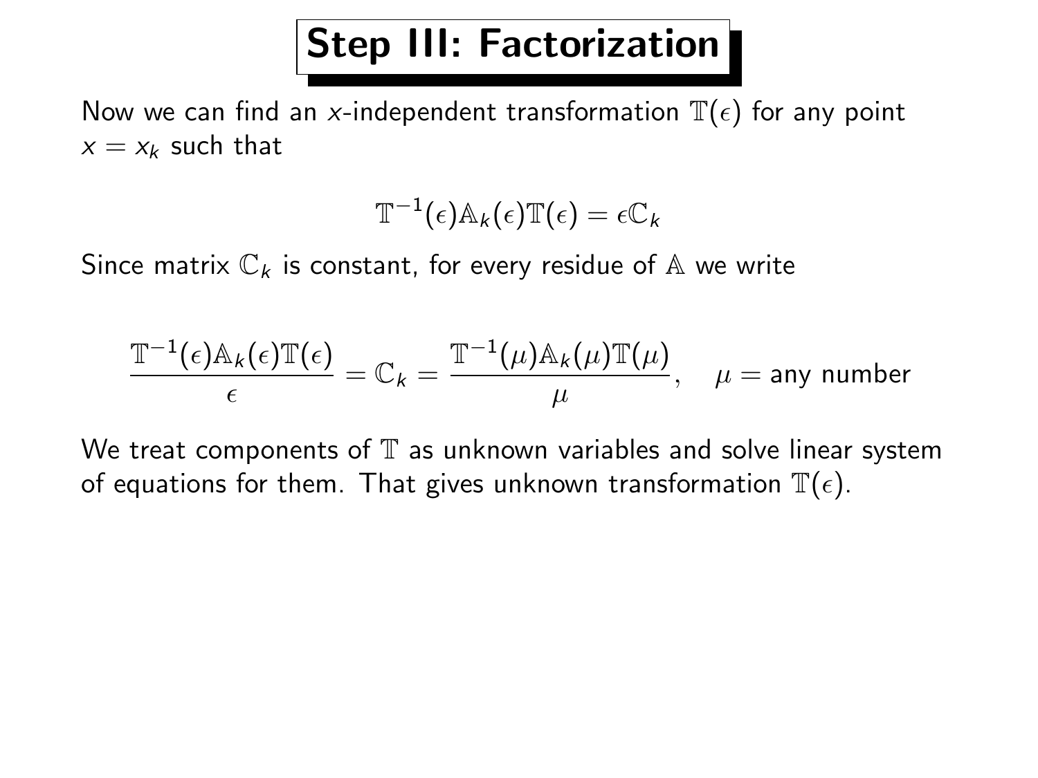# Step III: Factorization

Now we can find an $x$-independent transformation $\mathbb{T}(\epsilon)$ for any point $x = x_k$ such that

$$\mathbb{T}^{-1}(\epsilon)\mathbb{A}_k(\epsilon)\mathbb{T}(\epsilon) = \epsilon\mathbb{C}_k$$

Since matrix $\mathbb{C}_k$ is constant, for every residue of $\mathbb{A}$ we write

$$\frac{\mathbb{T}^{-1}(\epsilon)\mathbb{A}_k(\epsilon)\mathbb{T}(\epsilon)}{\epsilon} = \mathbb{C}_k = \frac{\mathbb{T}^{-1}(\mu)\mathbb{A}_k(\mu)\mathbb{T}(\mu)}{\mu}, \quad \mu = \text{any number}$$

We treat components of $\mathbb{T}$ as unknown variables and solve linear system of equations for them. That gives unknown transformation $\mathbb{T}(\epsilon)$.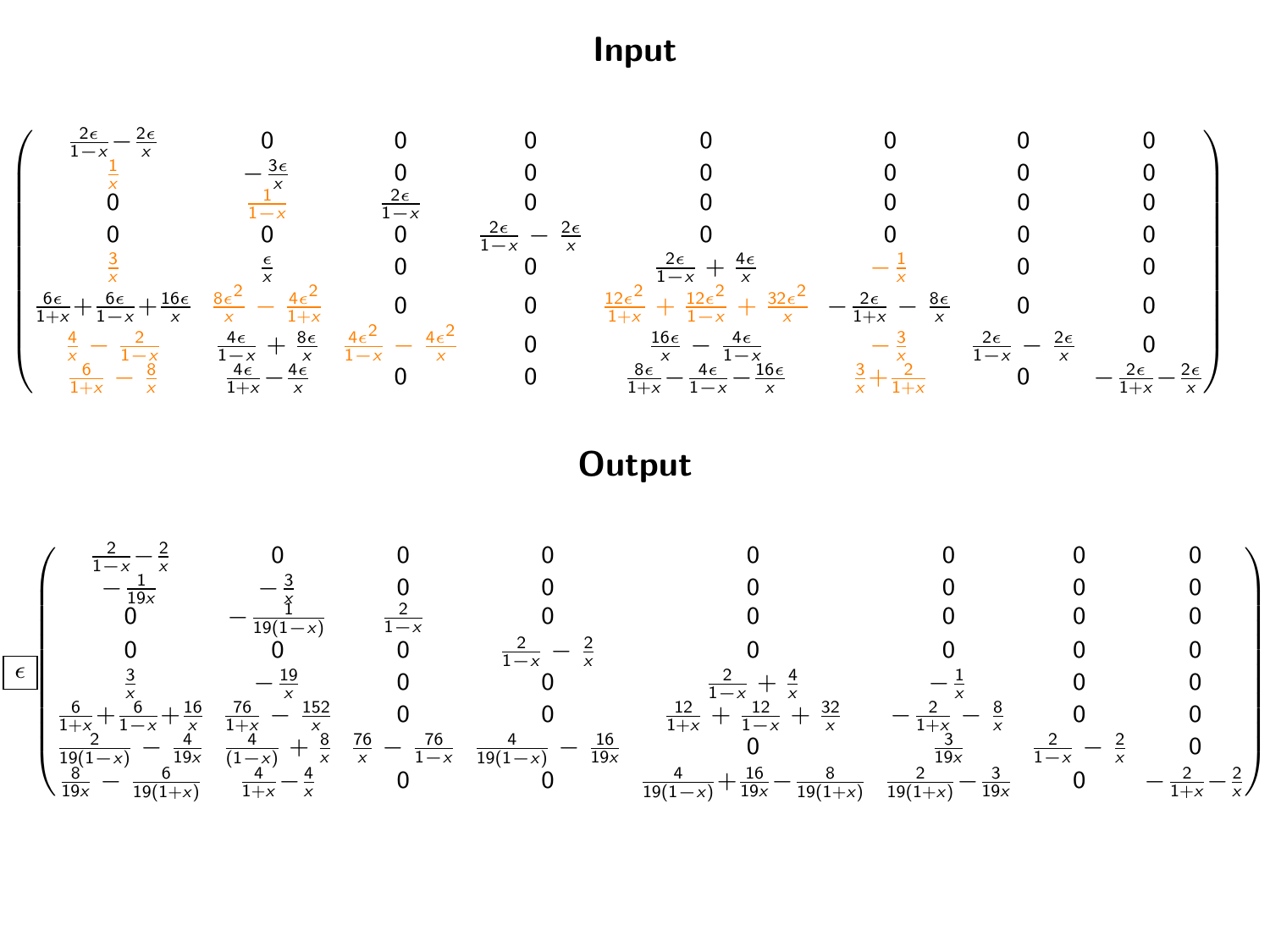# Input

$$
\begin{pmatrix}
\frac{2\epsilon}{1-x}-\frac{2\epsilon}{x} & 0 & 0 & 0 & 0 & 0 & 0 & 0 \\
\frac{1}{x} & -\frac{3\epsilon}{x} & 0 & 0 & 0 & 0 & 0 & 0 \\
0 & \frac{1}{1-x} & \frac{2\epsilon}{1-x} & 0 & 0 & 0 & 0 & 0 \\
0 & 0 & 0 & \frac{2\epsilon}{1-x}-\frac{2\epsilon}{x} & 0 & 0 & 0 & 0 \\
\frac{3}{x} & \frac{\epsilon}{x} & 0 & 0 & \frac{2\epsilon}{1-x}+\frac{4\epsilon}{x} & -\frac{1}{x} & 0 & 0 \\
\frac{6\epsilon}{1+x}+\frac{6\epsilon}{1-x}+\frac{16\epsilon}{x} & \frac{8\epsilon^2}{x}-\frac{4\epsilon^2}{1+x} & 0 & 0 & \frac{12\epsilon^2}{1+x}+\frac{12\epsilon^2}{1-x}+\frac{32\epsilon^2}{x} & -\frac{2\epsilon}{1+x}-\frac{8\epsilon}{x} & 0 & 0 \\
\frac{4}{x}-\frac{2}{1-x} & \frac{4\epsilon}{1-x}+\frac{8\epsilon}{x} & \frac{4\epsilon^2}{1-x}-\frac{4\epsilon^2}{x} & 0 & \frac{16\epsilon}{x}-\frac{4\epsilon}{1-x} & -\frac{3}{x} & \frac{2\epsilon}{1-x}-\frac{2\epsilon}{x} & 0 \\
\frac{6}{1+x}-\frac{8}{x} & \frac{4\epsilon}{1+x}-\frac{4\epsilon}{x} & 0 & 0 & \frac{8\epsilon}{1+x}-\frac{4\epsilon}{1-x}-\frac{16\epsilon}{x} & \frac{3}{x}+\frac{2}{1+x} & 0 & -\frac{2\epsilon}{1+x}-\frac{2\epsilon}{x}
\end{pmatrix}
$$

# Output

$$
\epsilon
\begin{pmatrix}
\frac{2}{1-x}-\frac{2}{x} & 0 & 0 & 0 & 0 & 0 & 0 & 0 \\
-\frac{1}{19x} & -\frac{3}{x} & 0 & 0 & 0 & 0 & 0 & 0 \\
0 & -\frac{1}{19(1-x)} & \frac{2}{1-x} & 0 & 0 & 0 & 0 & 0 \\
0 & 0 & 0 & \frac{2}{1-x}-\frac{2}{x} & 0 & 0 & 0 & 0 \\
\frac{3}{x} & -\frac{19}{x} & 0 & 0 & \frac{2}{1-x}+\frac{4}{x} & -\frac{1}{x} & 0 & 0 \\
\frac{6}{1+x}+\frac{6}{1-x}+\frac{16}{x} & \frac{76}{1+x}-\frac{152}{x} & 0 & 0 & \frac{12}{1+x}+\frac{12}{1-x}+\frac{32}{x} & -\frac{2}{1+x}-\frac{8}{x} & 0 & 0 \\
\frac{2}{19(1-x)}-\frac{4}{19x} & \frac{4}{(1-x)}+\frac{8}{x} & \frac{76}{x}-\frac{76}{1-x} & \frac{4}{19(1-x)}-\frac{16}{19x} & 0 & \frac{3}{19x} & \frac{2}{1-x}-\frac{2}{x} & 0 \\
\frac{8}{19x}-\frac{6}{19(1+x)} & \frac{4}{1+x}-\frac{4}{x} & 0 & 0 & \frac{4}{19(1-x)}+\frac{16}{19x}-\frac{8}{19(1+x)} & \frac{2}{19(1+x)}-\frac{3}{19x} & 0 & -\frac{2}{1+x}-\frac{2}{x}
\end{pmatrix}
$$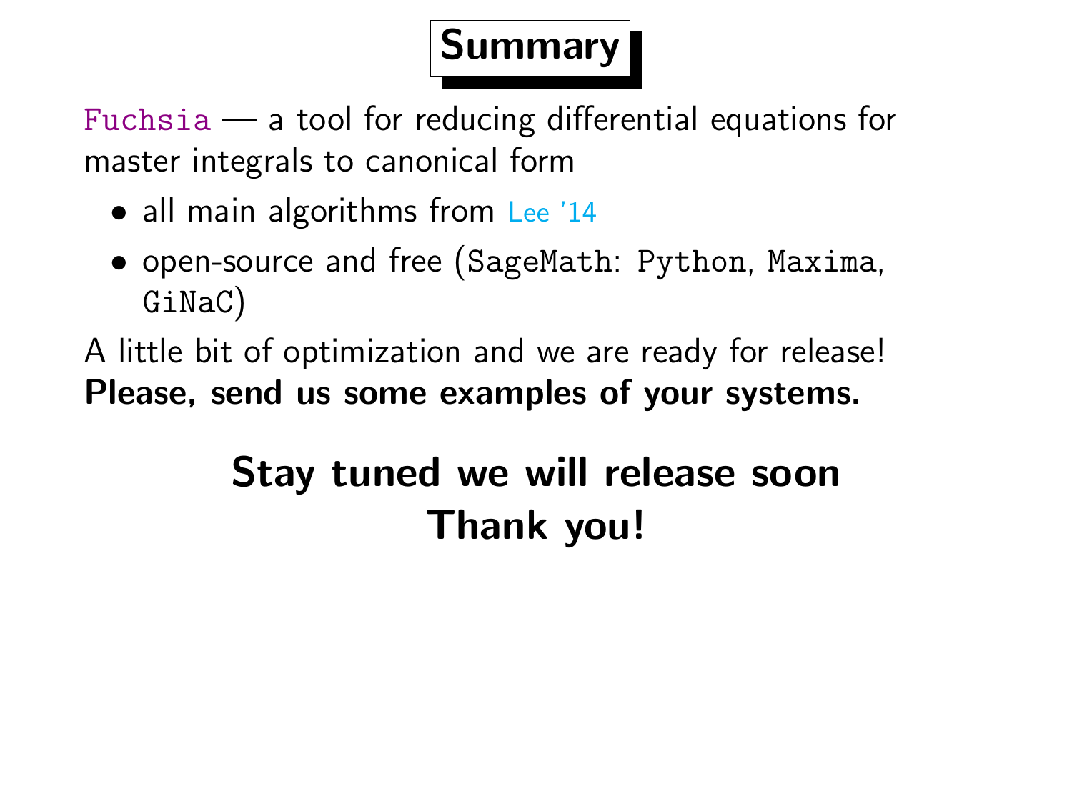# Summary

`Fuchsia` — a tool for reducing differential equations for master integrals to canonical form

- all main algorithms from Lee '14
- open-source and free (`SageMath`: `Python`, `Maxima`, `GiNaC`)

A little bit of optimization and we are ready for release!
**Please, send us some examples of your systems.**

**Stay tuned we will release soon**
**Thank you!**